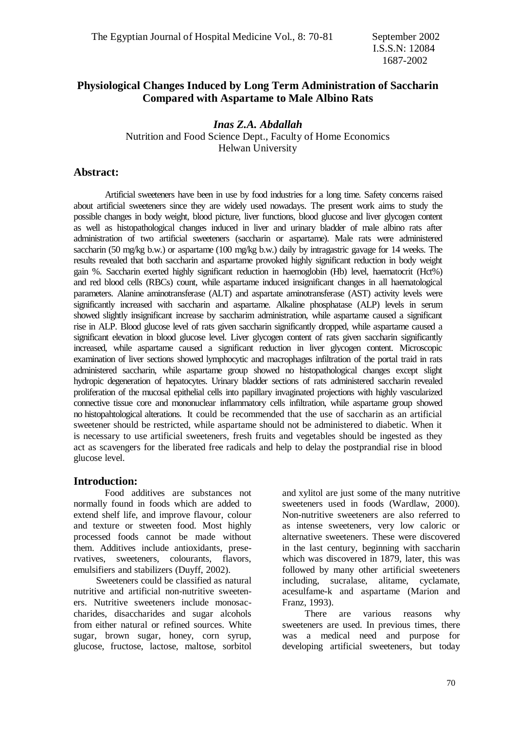# Physiological Changes Induced by Long Term Administration of Saccharin Compared with Aspartame to Male Albino Rats

***Inas Z.A. Abdallah***

Nutrition and Food Science Dept., Faculty of Home Economics
Helwan University

## Abstract:

Artificial sweeteners have been in use by food industries for a long time. Safety concerns raised about artificial sweeteners since they are widely used nowadays. The present work aims to study the possible changes in body weight, blood picture, liver functions, blood glucose and liver glycogen content as well as histopathological changes induced in liver and urinary bladder of male albino rats after administration of two artificial sweeteners (saccharin or aspartame). Male rats were administered saccharin (50 mg/kg b.w.) or aspartame (100 mg/kg b.w.) daily by intragastric gavage for 14 weeks. The results revealed that both saccharin and aspartame provoked highly significant reduction in body weight gain %. Saccharin exerted highly significant reduction in haemoglobin (Hb) level, haematocrit (Hct%) and red blood cells (RBCs) count, while aspartame induced insignificant changes in all haematological parameters. Alanine aminotransferase (ALT) and aspartate aminotransferase (AST) activity levels were significantly increased with saccharin and aspartame. Alkaline phosphatase (ALP) levels in serum showed slightly insignificant increase by saccharim administration, while aspartame caused a significant rise in ALP. Blood glucose level of rats given saccharin significantly dropped, while aspartame caused a significant elevation in blood glucose level. Liver glycogen content of rats given saccharin significantly increased, while aspartame caused a significant reduction in liver glycogen content. Microscopic examination of liver sections showed lymphocytic and macrophages infiltration of the portal traid in rats administered saccharin, while aspartame group showed no histopathological changes except slight hydropic degeneration of hepatocytes. Urinary bladder sections of rats administered saccharin revealed proliferation of the mucosal epithelial cells into papillary invaginated projections with highly vascularized connective tissue core and mononuclear inflammatory cells infiltration, while aspartame group showed no histopahtological alterations. It could be recommended that the use of saccharin as an artificial sweetener should be restricted, while aspartame should not be administered to diabetic. When it is necessary to use artificial sweeteners, fresh fruits and vegetables should be ingested as they act as scavengers for the liberated free radicals and help to delay the postprandial rise in blood glucose level.

## Introduction:

Food additives are substances not normally found in foods which are added to extend shelf life, and improve flavour, colour and texture or stweeten food. Most highly processed foods cannot be made without them. Additives include antioxidants, preservatives, sweeteners, colourants, flavors, emulsifiers and stabilizers (Duyff, 2002).

Sweeteners could be classified as natural nutritive and artificial non-nutritive sweeteners. Nutritive sweeteners include monosaccharides, disaccharides and sugar alcohols from either natural or refined sources. White sugar, brown sugar, honey, corn syrup, glucose, fructose, lactose, maltose, sorbitol and xylitol are just some of the many nutritive sweeteners used in foods (Wardlaw, 2000). Non-nutritive sweeteners are also referred to as intense sweeteners, very low caloric or alternative sweeteners. These were discovered in the last century, beginning with saccharin which was discovered in 1879, later, this was followed by many other artificial sweeteners including, sucralase, alitame, cyclamate, acesulfame-k and aspartame (Marion and Franz, 1993).

There are various reasons why sweeteners are used. In previous times, there was a medical need and purpose for developing artificial sweeteners, but today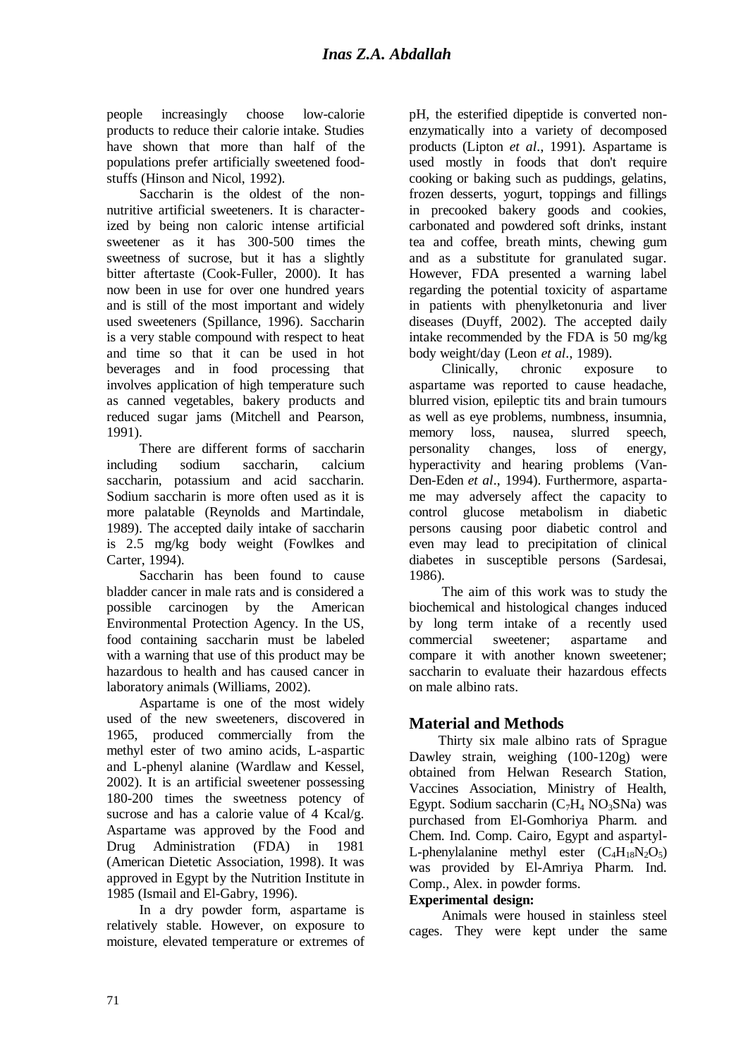people increasingly choose low-calorie products to reduce their calorie intake. Studies have shown that more than half of the populations prefer artificially sweetened food-stuffs (Hinson and Nicol, 1992).

Saccharin is the oldest of the non-nutritive artificial sweeteners. It is characterized by being non caloric intense artificial sweetener as it has 300-500 times the sweetness of sucrose, but it has a slightly bitter aftertaste (Cook-Fuller, 2000). It has now been in use for over one hundred years and is still of the most important and widely used sweeteners (Spillance, 1996). Saccharin is a very stable compound with respect to heat and time so that it can be used in hot beverages and in food processing that involves application of high temperature such as canned vegetables, bakery products and reduced sugar jams (Mitchell and Pearson, 1991).

There are different forms of saccharin including sodium saccharin, calcium saccharin, potassium and acid saccharin. Sodium saccharin is more often used as it is more palatable (Reynolds and Martindale, 1989). The accepted daily intake of saccharin is 2.5 mg/kg body weight (Fowlkes and Carter, 1994).

Saccharin has been found to cause bladder cancer in male rats and is considered a possible carcinogen by the American Environmental Protection Agency. In the US, food containing saccharin must be labeled with a warning that use of this product may be hazardous to health and has caused cancer in laboratory animals (Williams, 2002).

Aspartame is one of the most widely used of the new sweeteners, discovered in 1965, produced commercially from the methyl ester of two amino acids, L-aspartic and L-phenyl alanine (Wardlaw and Kessel, 2002). It is an artificial sweetener possessing 180-200 times the sweetness potency of sucrose and has a calorie value of 4 Kcal/g. Aspartame was approved by the Food and Drug Administration (FDA) in 1981 (American Dietetic Association, 1998). It was approved in Egypt by the Nutrition Institute in 1985 (Ismail and El-Gabry, 1996).

In a dry powder form, aspartame is relatively stable. However, on exposure to moisture, elevated temperature or extremes of pH, the esterified dipeptide is converted non-enzymatically into a variety of decomposed products (Lipton *et al*., 1991). Aspartame is used mostly in foods that don't require cooking or baking such as puddings, gelatins, frozen desserts, yogurt, toppings and fillings in precooked bakery goods and cookies, carbonated and powdered soft drinks, instant tea and coffee, breath mints, chewing gum and as a substitute for granulated sugar. However, FDA presented a warning label regarding the potential toxicity of aspartame in patients with phenylketonuria and liver diseases (Duyff, 2002). The accepted daily intake recommended by the FDA is 50 mg/kg body weight/day (Leon *et al*., 1989).

Clinically, chronic exposure to aspartame was reported to cause headache, blurred vision, epileptic tits and brain tumours as well as eye problems, numbness, insumnia, memory loss, nausea, slurred speech, personality changes, loss of energy, hyperactivity and hearing problems (Van-Den-Eden *et al*., 1994). Furthermore, aspartame may adversely affect the capacity to control glucose metabolism in diabetic persons causing poor diabetic control and even may lead to precipitation of clinical diabetes in susceptible persons (Sardesai, 1986).

The aim of this work was to study the biochemical and histological changes induced by long term intake of a recently used commercial sweetener; aspartame and compare it with another known sweetener; saccharin to evaluate their hazardous effects on male albino rats.

## Material and Methods

Thirty six male albino rats of Sprague Dawley strain, weighing (100-120g) were obtained from Helwan Research Station, Vaccines Association, Ministry of Health, Egypt. Sodium saccharin ($C_7H_4NO_3SNa$) was purchased from El-Gomhoriya Pharm. and Chem. Ind. Comp. Cairo, Egypt and aspartyl-L-phenylalanine methyl ester ($C_4H_{18}N_2O_5$) was provided by El-Amriya Pharm. Ind. Comp., Alex. in powder forms.

**Experimental design:**

Animals were housed in stainless steel cages. They were kept under the same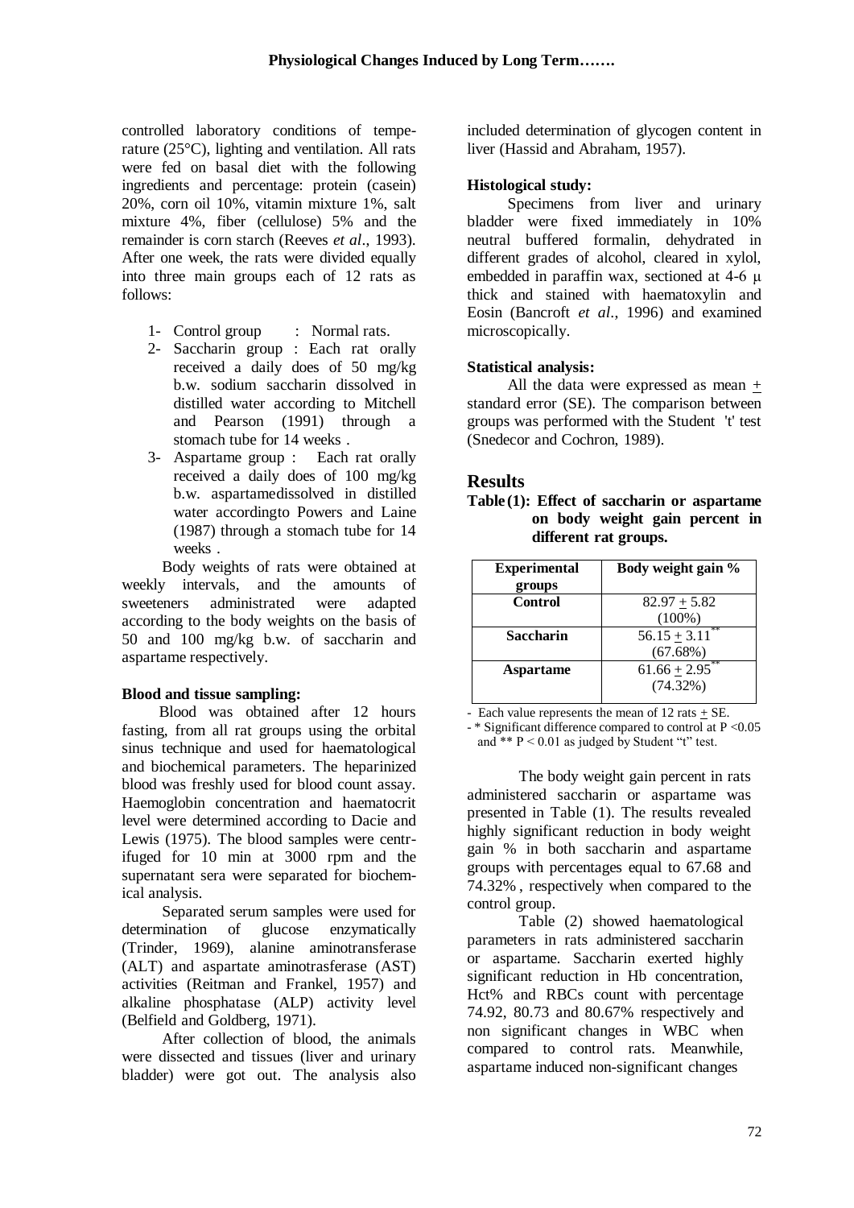controlled laboratory conditions of temperature (25°C), lighting and ventilation. All rats were fed on basal diet with the following ingredients and percentage: protein (casein) 20%, corn oil 10%, vitamin mixture 1%, salt mixture 4%, fiber (cellulose) 5% and the remainder is corn starch (Reeves *et al*., 1993). After one week, the rats were divided equally into three main groups each of 12 rats as follows:

1- Control group : Normal rats.
2- Saccharin group : Each rat orally received a daily does of 50 mg/kg b.w. sodium saccharin dissolved in distilled water according to Mitchell and Pearson (1991) through a stomach tube for 14 weeks .
3- Aspartame group : Each rat orally received a daily does of 100 mg/kg b.w. aspartamedissolved in distilled water accordingto Powers and Laine (1987) through a stomach tube for 14 weeks .

Body weights of rats were obtained at weekly intervals, and the amounts of sweeteners administrated were adapted according to the body weights on the basis of 50 and 100 mg/kg b.w. of saccharin and aspartame respectively.

**Blood and tissue sampling:**

Blood was obtained after 12 hours fasting, from all rat groups using the orbital sinus technique and used for haematological and biochemical parameters. The heparinized blood was freshly used for blood count assay. Haemoglobin concentration and haematocrit level were determined according to Dacie and Lewis (1975). The blood samples were centrifuged for 10 min at 3000 rpm and the supernatant sera were separated for biochemical analysis.

Separated serum samples were used for determination of glucose enzymatically (Trinder, 1969), alanine aminotransferase (ALT) and aspartate aminotrasferase (AST) activities (Reitman and Frankel, 1957) and alkaline phosphatase (ALP) activity level (Belfield and Goldberg, 1971).

After collection of blood, the animals were dissected and tissues (liver and urinary bladder) were got out. The analysis also included determination of glycogen content in liver (Hassid and Abraham, 1957).

**Histological study:**

Specimens from liver and urinary bladder were fixed immediately in 10% neutral buffered formalin, dehydrated in different grades of alcohol, cleared in xylol, embedded in paraffin wax, sectioned at 4-6 µ thick and stained with haematoxylin and Eosin (Bancroft *et al*., 1996) and examined microscopically.

**Statistical analysis:**

All the data were expressed as mean ± standard error (SE). The comparison between groups was performed with the Student 't' test (Snedecor and Cochron, 1989).

## Results

**Table (1): Effect of saccharin or aspartame on body weight gain percent in different rat groups.**

| Experimental groups | Body weight gain % |
|---|---|
| **Control** | 82.97 ± 5.82 (100%) |
| **Saccharin** | 56.15 ± 3.11** (67.68%) |
| **Aspartame** | 61.66 ± 2.95** (74.32%) |

- Each value represents the mean of 12 rats ± SE.
- * Significant difference compared to control at $P < 0.05$ and ** $P < 0.01$ as judged by Student "t" test.

The body weight gain percent in rats administered saccharin or aspartame was presented in Table (1). The results revealed highly significant reduction in body weight gain % in both saccharin and aspartame groups with percentages equal to 67.68 and 74.32% , respectively when compared to the control group.

Table (2) showed haematological parameters in rats administered saccharin or aspartame. Saccharin exerted highly significant reduction in Hb concentration, Hct% and RBCs count with percentage 74.92, 80.73 and 80.67% respectively and non significant changes in WBC when compared to control rats. Meanwhile, aspartame induced non-significant changes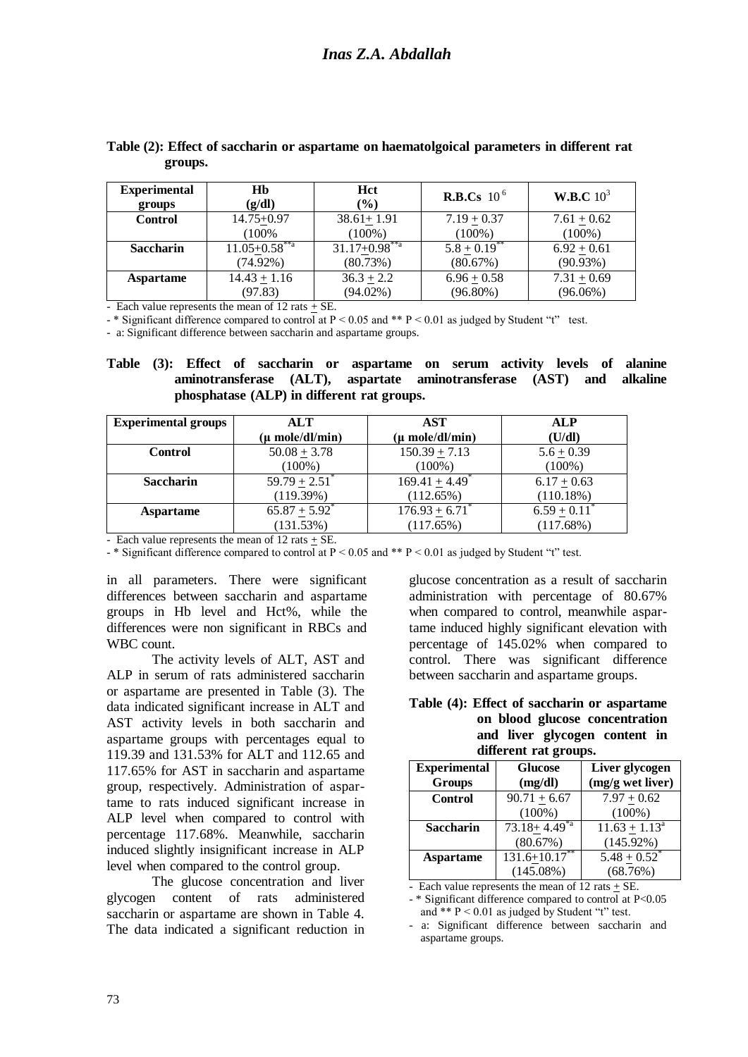**Table (2): Effect of saccharin or aspartame on haematolgoical parameters in different rat groups.**

| Experimental groups | Hb (g/dl) | Hct (%) | R.B.Cs $10^6$ | W.B.C $10^3$ |
|---|---|---|---|---|
| **Control** | 14.75±0.97 (100% | 38.61± 1.91 (100%) | 7.19 ± 0.37 (100%) | 7.61 ± 0.62 (100%) |
| **Saccharin** | 11.05±0.58**a (74.92%) | 31.17±0.98**a (80.73%) | 5.8 ± 0.19** (80.67%) | 6.92 ± 0.61 (90.93%) |
| **Aspartame** | 14.43 ± 1.16 (97.83) | 36.3 ± 2.2 (94.02%) | 6.96 ± 0.58 (96.80%) | 7.31 ± 0.69 (96.06%) |

- Each value represents the mean of 12 rats ± SE.
- * Significant difference compared to control at $P < 0.05$ and ** $P < 0.01$ as judged by Student "t" test.
- a: Significant difference between saccharin and aspartame groups.

**Table (3): Effect of saccharin or aspartame on serum activity levels of alanine aminotransferase (ALT), aspartate aminotransferase (AST) and alkaline phosphatase (ALP) in different rat groups.**

| Experimental groups | ALT (µ mole/dl/min) | AST (µ mole/dl/min) | ALP (U/dl) |
|---|---|---|---|
| **Control** | 50.08 ± 3.78 (100%) | 150.39 ± 7.13 (100%) | 5.6 ± 0.39 (100%) |
| **Saccharin** | 59.79 ± 2.51* (119.39%) | 169.41 ± 4.49* (112.65%) | 6.17 ± 0.63 (110.18%) |
| **Aspartame** | 65.87 ± 5.92* (131.53%) | 176.93 ± 6.71* (117.65%) | 6.59 ± 0.11* (117.68%) |

- Each value represents the mean of 12 rats ± SE.
- * Significant difference compared to control at $P < 0.05$ and ** $P < 0.01$ as judged by Student "t" test.

in all parameters. There were significant differences between saccharin and aspartame groups in Hb level and Hct%, while the differences were non significant in RBCs and WBC count.

The activity levels of ALT, AST and ALP in serum of rats administered saccharin or aspartame are presented in Table (3). The data indicated significant increase in ALT and AST activity levels in both saccharin and aspartame groups with percentages equal to 119.39 and 131.53% for ALT and 112.65 and 117.65% for AST in saccharin and aspartame group, respectively. Administration of aspartame to rats induced significant increase in ALP level when compared to control with percentage 117.68%. Meanwhile, saccharin induced slightly insignificant increase in ALP level when compared to the control group.

The glucose concentration and liver glycogen content of rats administered saccharin or aspartame are shown in Table 4. The data indicated a significant reduction in glucose concentration as a result of saccharin administration with percentage of 80.67% when compared to control, meanwhile aspartame induced highly significant elevation with percentage of 145.02% when compared to control. There was significant difference between saccharin and aspartame groups.

**Table (4): Effect of saccharin or aspartame on blood glucose concentration and liver glycogen content in different rat groups.**

| Experimental Groups | Glucose (mg/dl) | Liver glycogen (mg/g wet liver) |
|---|---|---|
| **Control** | 90.71 ± 6.67 (100%) | 7.97 ± 0.62 (100%) |
| **Saccharin** | 73.18± 4.49*a (80.67%) | 11.63 ± 1.13a (145.92%) |
| **Aspartame** | 131.6±10.17** (145.08%) | 5.48 ± 0.52* (68.76%) |

- Each value represents the mean of 12 rats ± SE.
- * Significant difference compared to control at $P<0.05$ and ** $P < 0.01$ as judged by Student "t" test.
- a: Significant difference between saccharin and aspartame groups.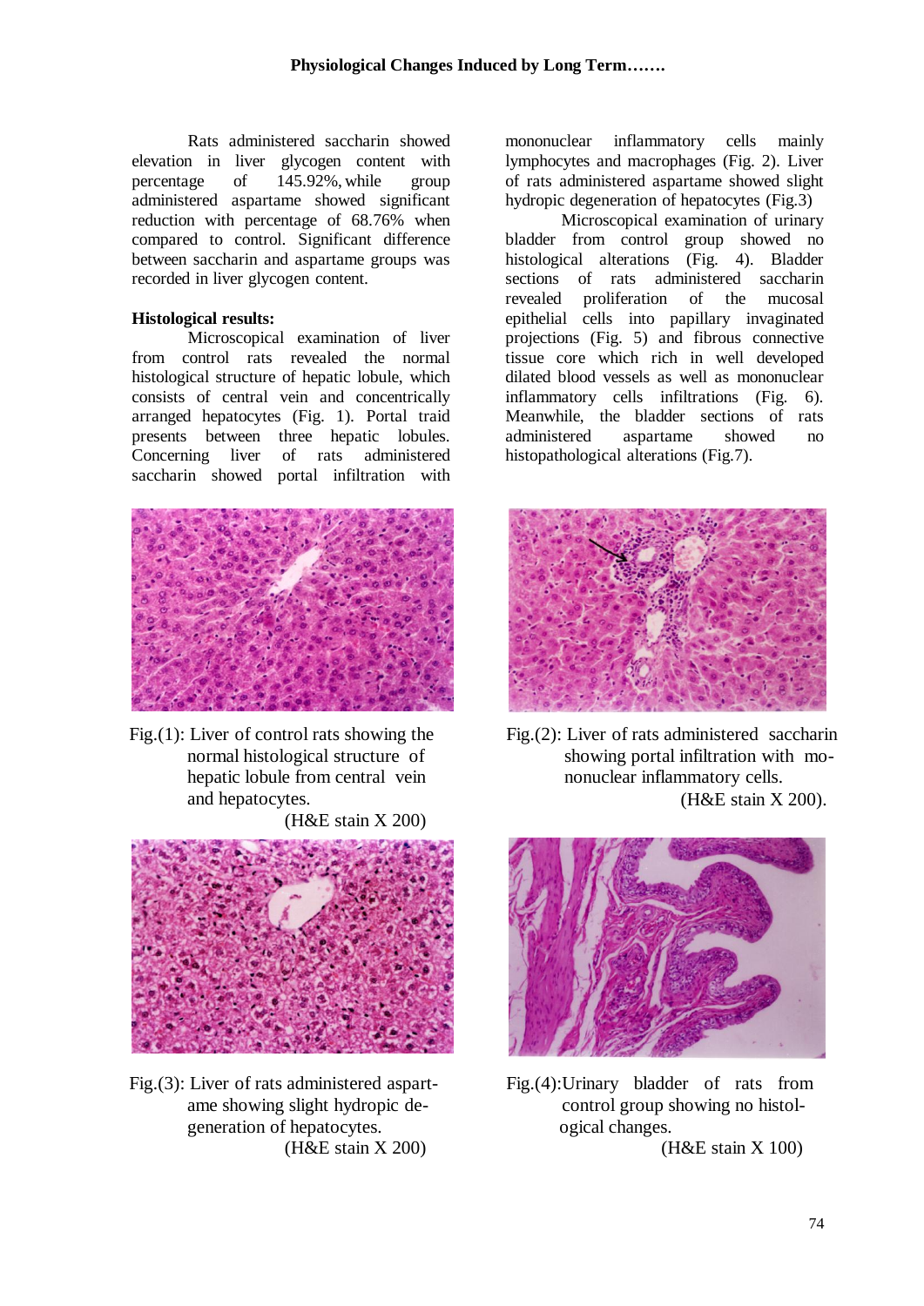Rats administered saccharin showed elevation in liver glycogen content with percentage of 145.92%, while group administered aspartame showed significant reduction with percentage of 68.76% when compared to control. Significant difference between saccharin and aspartame groups was recorded in liver glycogen content.

**Histological results:**

Microscopical examination of liver from control rats revealed the normal histological structure of hepatic lobule, which consists of central vein and concentrically arranged hepatocytes (Fig. 1). Portal traid presents between three hepatic lobules. Concerning liver of rats administered saccharin showed portal infiltration with mononuclear inflammatory cells mainly lymphocytes and macrophages (Fig. 2). Liver of rats administered aspartame showed slight hydropic degeneration of hepatocytes (Fig.3)

Microscopical examination of urinary bladder from control group showed no histological alterations (Fig. 4). Bladder sections of rats administered saccharin revealed proliferation of the mucosal epithelial cells into papillary invaginated projections (Fig. 5) and fibrous connective tissue core which rich in well developed dilated blood vessels as well as mononuclear inflammatory cells infiltrations (Fig. 6). Meanwhile, the bladder sections of rats administered aspartame showed no histopathological alterations (Fig.7).

Fig.(1): Liver of control rats showing the normal histological structure of hepatic lobule from central vein and hepatocytes. (H&E stain X 200)

Fig.(2): Liver of rats administered saccharin showing portal infiltration with mononuclear inflammatory cells. (H&E stain X 200).

Fig.(3): Liver of rats administered aspartame showing slight hydropic degeneration of hepatocytes. (H&E stain X 200)

Fig.(4):Urinary bladder of rats from control group showing no histological changes. (H&E stain X 100)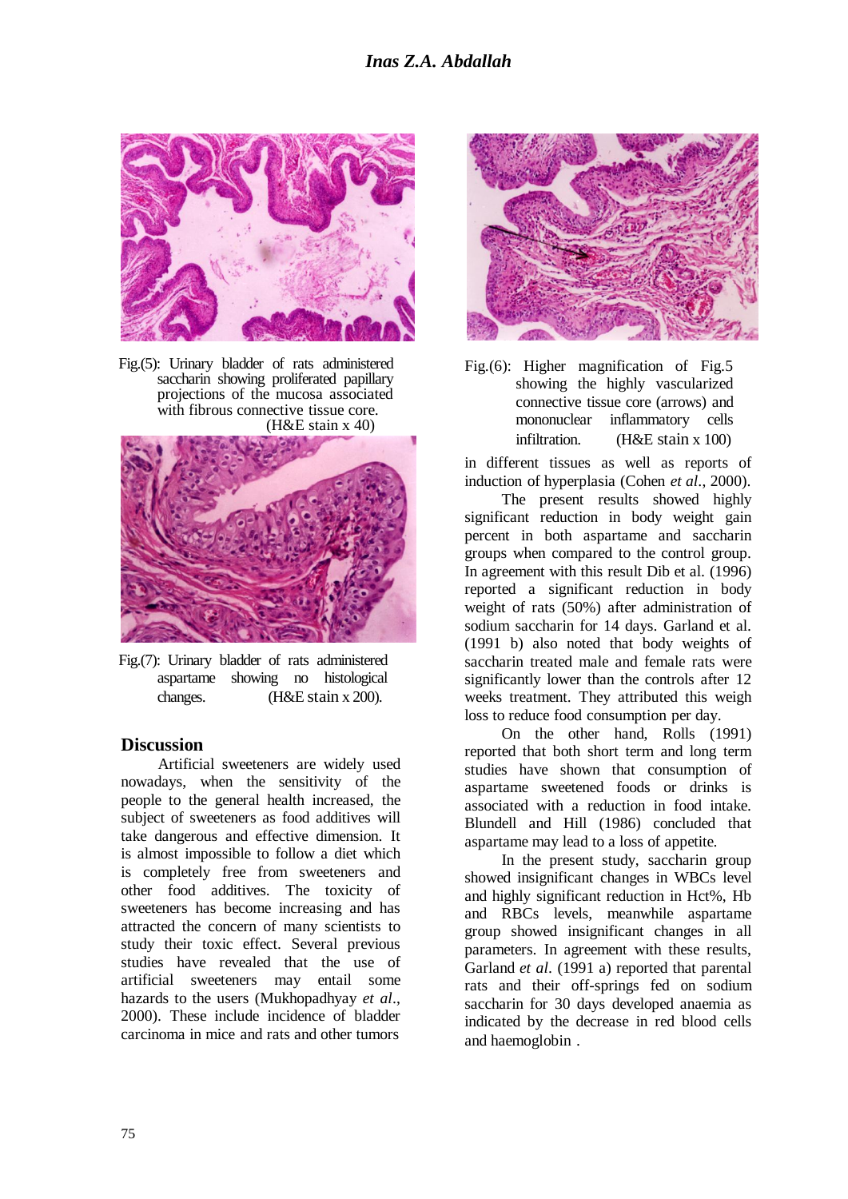Fig.(5): Urinary bladder of rats administered saccharin showing proliferated papillary projections of the mucosa associated with fibrous connective tissue core. (H&E stain x 40)

Fig.(6): Higher magnification of Fig.5 showing the highly vascularized connective tissue core (arrows) and mononuclear inflammatory cells infiltration. (H&E stain x 100)

Fig.(7): Urinary bladder of rats administered aspartame showing no histological changes. (H&E stain x 200).

## Discussion

Artificial sweeteners are widely used nowadays, when the sensitivity of the people to the general health increased, the subject of sweeteners as food additives will take dangerous and effective dimension. It is almost impossible to follow a diet which is completely free from sweeteners and other food additives. The toxicity of sweeteners has become increasing and has attracted the concern of many scientists to study their toxic effect. Several previous studies have revealed that the use of artificial sweeteners may entail some hazards to the users (Mukhopadhyay *et al*., 2000). These include incidence of bladder carcinoma in mice and rats and other tumors in different tissues as well as reports of induction of hyperplasia (Cohen *et al*., 2000).

The present results showed highly significant reduction in body weight gain percent in both aspartame and saccharin groups when compared to the control group. In agreement with this result Dib et al. (1996) reported a significant reduction in body weight of rats (50%) after administration of sodium saccharin for 14 days. Garland et al. (1991 b) also noted that body weights of saccharin treated male and female rats were significantly lower than the controls after 12 weeks treatment. They attributed this weigh loss to reduce food consumption per day.

On the other hand, Rolls (1991) reported that both short term and long term studies have shown that consumption of aspartame sweetened foods or drinks is associated with a reduction in food intake. Blundell and Hill (1986) concluded that aspartame may lead to a loss of appetite.

In the present study, saccharin group showed insignificant changes in WBCs level and highly significant reduction in Hct%, Hb and RBCs levels, meanwhile aspartame group showed insignificant changes in all parameters. In agreement with these results, Garland *et al*. (1991 a) reported that parental rats and their off-springs fed on sodium saccharin for 30 days developed anaemia as indicated by the decrease in red blood cells and haemoglobin .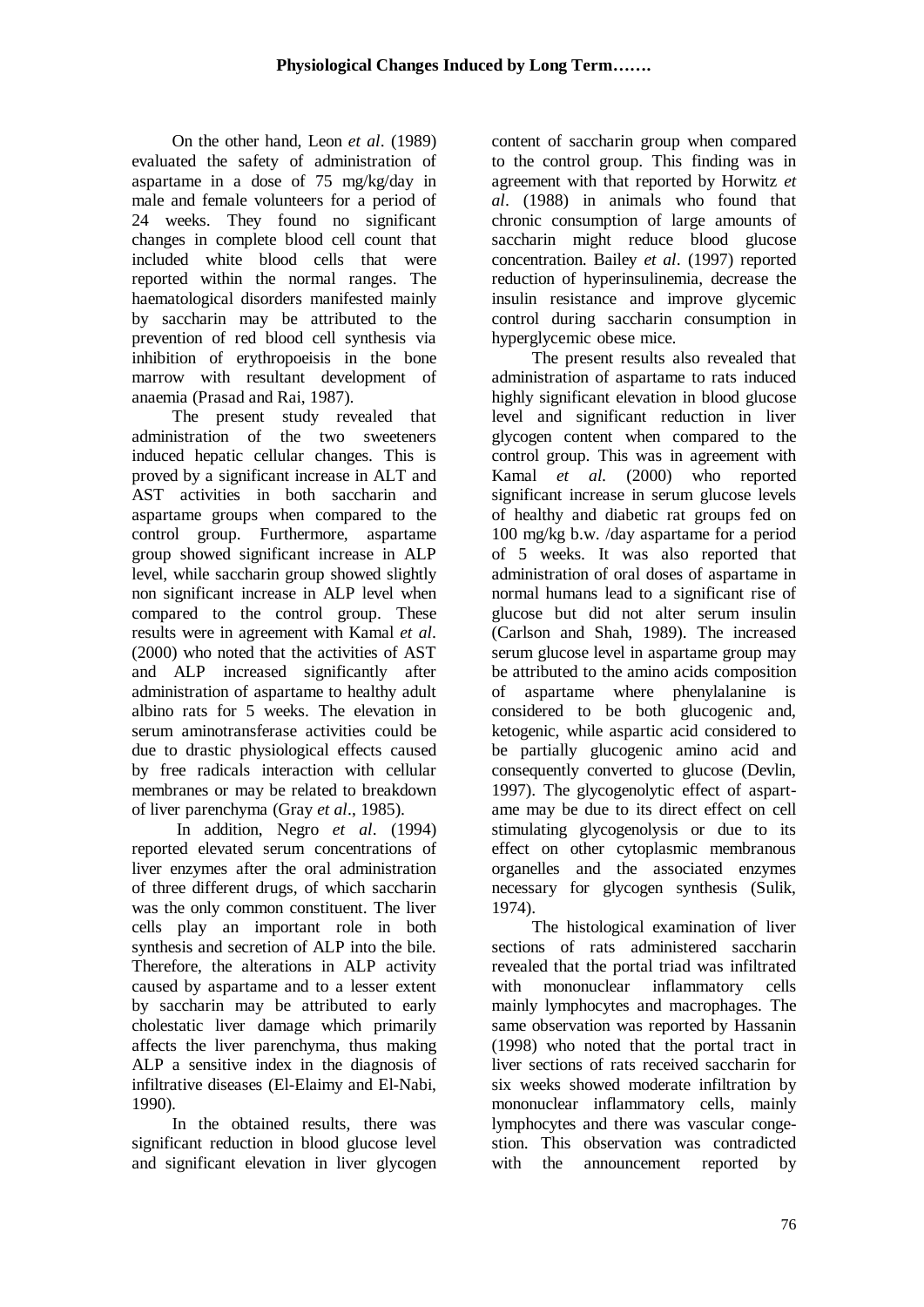On the other hand, Leon *et al*. (1989) evaluated the safety of administration of aspartame in a dose of 75 mg/kg/day in male and female volunteers for a period of 24 weeks. They found no significant changes in complete blood cell count that included white blood cells that were reported within the normal ranges. The haematological disorders manifested mainly by saccharin may be attributed to the prevention of red blood cell synthesis via inhibition of erythropoeisis in the bone marrow with resultant development of anaemia (Prasad and Rai, 1987).

The present study revealed that administration of the two sweeteners induced hepatic cellular changes. This is proved by a significant increase in ALT and AST activities in both saccharin and aspartame groups when compared to the control group. Furthermore, aspartame group showed significant increase in ALP level, while saccharin group showed slightly non significant increase in ALP level when compared to the control group. These results were in agreement with Kamal *et al*. (2000) who noted that the activities of AST and ALP increased significantly after administration of aspartame to healthy adult albino rats for 5 weeks. The elevation in serum aminotransferase activities could be due to drastic physiological effects caused by free radicals interaction with cellular membranes or may be related to breakdown of liver parenchyma (Gray *et al*., 1985).

In addition, Negro *et al*. (1994) reported elevated serum concentrations of liver enzymes after the oral administration of three different drugs, of which saccharin was the only common constituent. The liver cells play an important role in both synthesis and secretion of ALP into the bile. Therefore, the alterations in ALP activity caused by aspartame and to a lesser extent by saccharin may be attributed to early cholestatic liver damage which primarily affects the liver parenchyma, thus making ALP a sensitive index in the diagnosis of infiltrative diseases (El-Elaimy and El-Nabi, 1990).

In the obtained results, there was significant reduction in blood glucose level and significant elevation in liver glycogen content of saccharin group when compared to the control group. This finding was in agreement with that reported by Horwitz *et al*. (1988) in animals who found that chronic consumption of large amounts of saccharin might reduce blood glucose concentration. Bailey *et al*. (1997) reported reduction of hyperinsulinemia, decrease the insulin resistance and improve glycemic control during saccharin consumption in hyperglycemic obese mice.

The present results also revealed that administration of aspartame to rats induced highly significant elevation in blood glucose level and significant reduction in liver glycogen content when compared to the control group. This was in agreement with Kamal *et al.* (2000) who reported significant increase in serum glucose levels of healthy and diabetic rat groups fed on 100 mg/kg b.w. /day aspartame for a period of 5 weeks. It was also reported that administration of oral doses of aspartame in normal humans lead to a significant rise of glucose but did not alter serum insulin (Carlson and Shah, 1989). The increased serum glucose level in aspartame group may be attributed to the amino acids composition of aspartame where phenylalanine is considered to be both glucogenic and, ketogenic, while aspartic acid considered to be partially glucogenic amino acid and consequently converted to glucose (Devlin, 1997). The glycogenolytic effect of aspartame may be due to its direct effect on cell stimulating glycogenolysis or due to its effect on other cytoplasmic membranous organelles and the associated enzymes necessary for glycogen synthesis (Sulik, 1974).

The histological examination of liver sections of rats administered saccharin revealed that the portal triad was infiltrated with mononuclear inflammatory cells mainly lymphocytes and macrophages. The same observation was reported by Hassanin (1998) who noted that the portal tract in liver sections of rats received saccharin for six weeks showed moderate infiltration by mononuclear inflammatory cells, mainly lymphocytes and there was vascular congestion. This observation was contradicted with the announcement reported by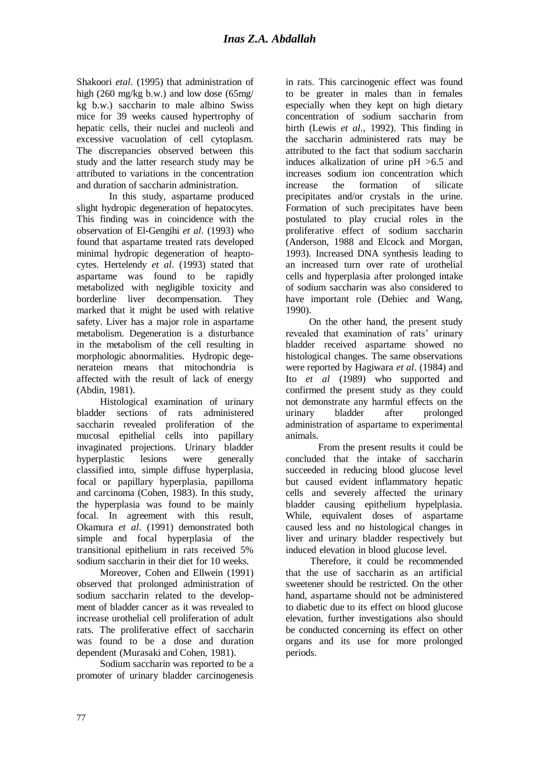Shakoori *etal*. (1995) that administration of high (260 mg/kg b.w.) and low dose (65mg/ kg b.w.) saccharin to male albino Swiss mice for 39 weeks caused hypertrophy of hepatic cells, their nuclei and nucleoli and excessive vacuolation of cell cytoplasm. The discrepancies observed between this study and the latter research study may be attributed to variations in the concentration and duration of saccharin administration.

In this study, aspartame produced slight hydropic degeneration of hepatocytes. This finding was in coincidence with the observation of El-Gengihi *et al*. (1993) who found that aspartame treated rats developed minimal hydropic degeneration of heaptocytes. Hertelendy *et al*. (1993) stated that aspartame was found to be rapidly metabolized with negligible toxicity and borderline liver decompensation. They marked that it might be used with relative safety. Liver has a major role in aspartame metabolism. Degeneration is a disturbance in the metabolism of the cell resulting in morphologic abnormalities. Hydropic degenerateion means that mitochondria is affected with the result of lack of energy (Abdin, 1981).

Histological examination of urinary bladder sections of rats administered saccharin revealed proliferation of the mucosal epithelial cells into papillary invaginated projections. Urinary bladder hyperplastic lesions were generally classified into, simple diffuse hyperplasia, focal or papillary hyperplasia, papilloma and carcinoma (Cohen, 1983). In this study, the hyperplasia was found to be mainly focal. In agreement with this result, Okamura *et al*. (1991) demonstrated both simple and focal hyperplasia of the transitional epithelium in rats received 5% sodium saccharin in their diet for 10 weeks.

Moreover, Cohen and Ellwein (1991) observed that prolonged administration of sodium saccharin related to the development of bladder cancer as it was revealed to increase urothelial cell proliferation of adult rats. The proliferative effect of saccharin was found to be a dose and duration dependent (Murasaki and Cohen, 1981).

Sodium saccharin was reported to be a promoter of urinary bladder carcinogenesis in rats. This carcinogenic effect was found to be greater in males than in females especially when they kept on high dietary concentration of sodium saccharin from birth (Lewis *et al*., 1992). This finding in the saccharin administered rats may be attributed to the fact that sodium saccharin induces alkalization of urine pH >6.5 and increases sodium ion concentration which increase the formation of silicate precipitates and/or crystals in the urine. Formation of such precipitates have been postulated to play crucial roles in the proliferative effect of sodium saccharin (Anderson, 1988 and Elcock and Morgan, 1993). Increased DNA synthesis leading to an increased turn over rate of urothelial cells and hyperplasia after prolonged intake of sodium saccharin was also considered to have important role (Debiec and Wang, 1990).

On the other hand, the present study revealed that examination of rats' urinary bladder received aspartame showed no histological changes. The same observations were reported by Hagiwara *et al*. (1984) and Ito *et al* (1989) who supported and confirmed the present study as they could not demonstrate any harmful effects on the urinary bladder after prolonged administration of aspartame to experimental animals.

From the present results it could be concluded that the intake of saccharin succeeded in reducing blood glucose level but caused evident inflammatory hepatic cells and severely affected the urinary bladder causing epithelium hypelplasia. While, equivalent doses of aspartame caused less and no histological changes in liver and urinary bladder respectively but induced elevation in blood glucose level.

Therefore, it could be recommended that the use of saccharin as an artificial sweetener should be restricted. On the other hand, aspartame should not be administered to diabetic due to its effect on blood glucose elevation, further investigations also should be conducted concerning its effect on other organs and its use for more prolonged periods.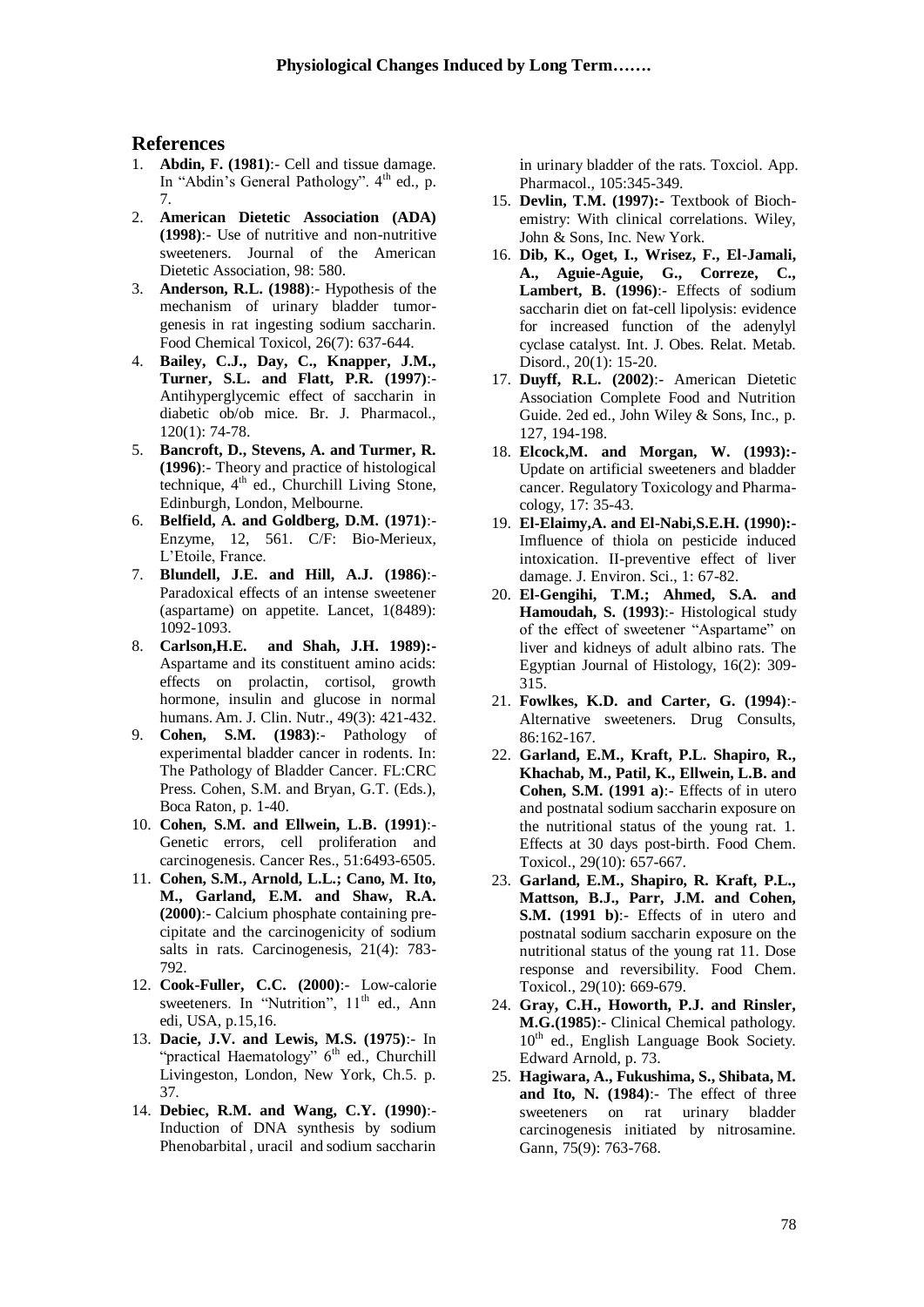## References

1. **Abdin, F. (1981)**:- Cell and tissue damage. In "Abdin's General Pathology". 4th ed., p. 7.
2. **American Dietetic Association (ADA) (1998)**:- Use of nutritive and non-nutritive sweeteners. Journal of the American Dietetic Association, 98: 580.
3. **Anderson, R.L. (1988)**:- Hypothesis of the mechanism of urinary bladder tumorgenesis in rat ingesting sodium saccharin. Food Chemical Toxicol, 26(7): 637-644.
4. **Bailey, C.J., Day, C., Knapper, J.M., Turner, S.L. and Flatt, P.R. (1997)**:- Antihyperglycemic effect of saccharin in diabetic ob/ob mice. Br. J. Pharmacol., 120(1): 74-78.
5. **Bancroft, D., Stevens, A. and Turmer, R. (1996)**:- Theory and practice of histological technique, 4th ed., Churchill Living Stone, Edinburgh, London, Melbourne.
6. **Belfield, A. and Goldberg, D.M. (1971)**:- Enzyme, 12, 561. C/F: Bio-Merieux, L'Etoile, France.
7. **Blundell, J.E. and Hill, A.J. (1986)**:- Paradoxical effects of an intense sweetener (aspartame) on appetite. Lancet, 1(8489): 1092-1093.
8. **Carlson,H.E. and Shah, J.H. 1989):-** Aspartame and its constituent amino acids: effects on prolactin, cortisol, growth hormone, insulin and glucose in normal humans. Am. J. Clin. Nutr., 49(3): 421-432.
9. **Cohen, S.M. (1983)**:- Pathology of experimental bladder cancer in rodents. In: The Pathology of Bladder Cancer. FL:CRC Press. Cohen, S.M. and Bryan, G.T. (Eds.), Boca Raton, p. 1-40.
10. **Cohen, S.M. and Ellwein, L.B. (1991)**:- Genetic errors, cell proliferation and carcinogenesis. Cancer Res., 51:6493-6505.
11. **Cohen, S.M., Arnold, L.L.; Cano, M. Ito, M., Garland, E.M. and Shaw, R.A. (2000)**:- Calcium phosphate containing precipitate and the carcinogenicity of sodium salts in rats. Carcinogenesis, 21(4): 783-792.
12. **Cook-Fuller, C.C. (2000)**:- Low-calorie sweeteners. In "Nutrition", 11th ed., Ann edi, USA, p.15,16.
13. **Dacie, J.V. and Lewis, M.S. (1975)**:- In "practical Haematology" 6th ed., Churchill Livingeston, London, New York, Ch.5. p. 37.
14. **Debiec, R.M. and Wang, C.Y. (1990)**:- Induction of DNA synthesis by sodium Phenobarbital , uracil and sodium saccharin in urinary bladder of the rats. Toxciol. App. Pharmacol., 105:345-349.
15. **Devlin, T.M. (1997):-** Textbook of Biochemistry: With clinical correlations. Wiley, John & Sons, Inc. New York.
16. **Dib, K., Oget, I., Wrisez, F., El-Jamali, A., Aguie-Aguie, G., Correze, C., Lambert, B. (1996)**:- Effects of sodium saccharin diet on fat-cell lipolysis: evidence for increased function of the adenylyl cyclase catalyst. Int. J. Obes. Relat. Metab. Disord., 20(1): 15-20.
17. **Duyff, R.L. (2002)**:- American Dietetic Association Complete Food and Nutrition Guide. 2ed ed., John Wiley & Sons, Inc., p. 127, 194-198.
18. **Elcock,M. and Morgan, W. (1993):-** Update on artificial sweeteners and bladder cancer. Regulatory Toxicology and Pharmacology, 17: 35-43.
19. **El-Elaimy,A. and El-Nabi,S.E.H. (1990):-** Imfluence of thiola on pesticide induced intoxication. II-preventive effect of liver damage. J. Environ. Sci., 1: 67-82.
20. **El-Gengihi, T.M.; Ahmed, S.A. and Hamoudah, S. (1993)**:- Histological study of the effect of sweetener "Aspartame" on liver and kidneys of adult albino rats. The Egyptian Journal of Histology, 16(2): 309-315.
21. **Fowlkes, K.D. and Carter, G. (1994)**:- Alternative sweeteners. Drug Consults, 86:162-167.
22. **Garland, E.M., Kraft, P.L. Shapiro, R., Khachab, M., Patil, K., Ellwein, L.B. and Cohen, S.M. (1991 a)**:- Effects of in utero and postnatal sodium saccharin exposure on the nutritional status of the young rat. 1. Effects at 30 days post-birth. Food Chem. Toxicol., 29(10): 657-667.
23. **Garland, E.M., Shapiro, R. Kraft, P.L., Mattson, B.J., Parr, J.M. and Cohen, S.M. (1991 b)**:- Effects of in utero and postnatal sodium saccharin exposure on the nutritional status of the young rat 11. Dose response and reversibility. Food Chem. Toxicol., 29(10): 669-679.
24. **Gray, C.H., Howorth, P.J. and Rinsler, M.G.(1985)**:- Clinical Chemical pathology. 10th ed., English Language Book Society. Edward Arnold, p. 73.
25. **Hagiwara, A., Fukushima, S., Shibata, M. and Ito, N. (1984)**:- The effect of three sweeteners on rat urinary bladder carcinogenesis initiated by nitrosamine. Gann, 75(9): 763-768.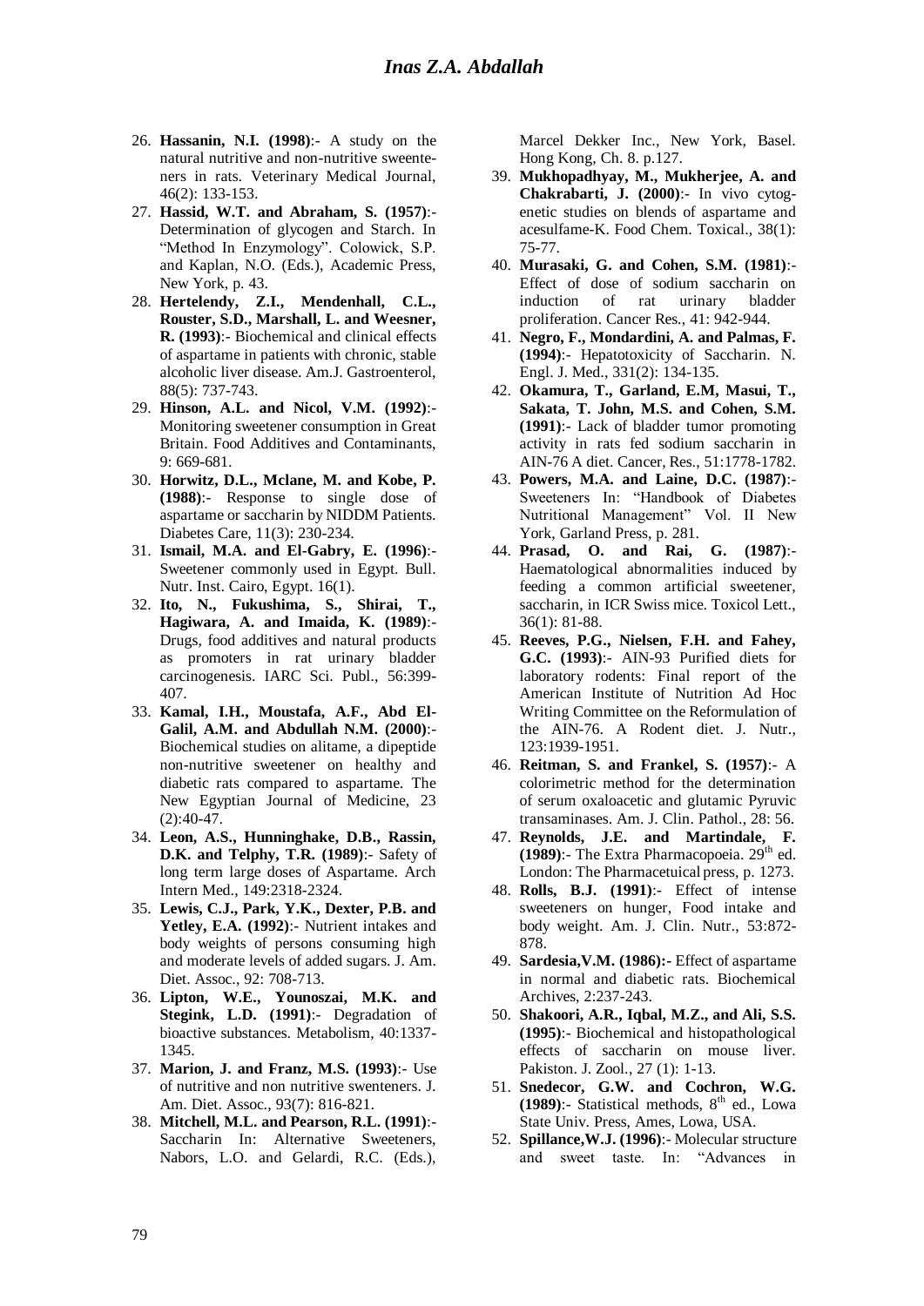26. **Hassanin, N.I. (1998)**:- A study on the natural nutritive and non-nutritive sweeteners in rats. Veterinary Medical Journal, 46(2): 133-153.
27. **Hassid, W.T. and Abraham, S. (1957)**:- Determination of glycogen and Starch. In "Method In Enzymology". Colowick, S.P. and Kaplan, N.O. (Eds.), Academic Press, New York, p. 43.
28. **Hertelendy, Z.I., Mendenhall, C.L., Rouster, S.D., Marshall, L. and Weesner, R. (1993)**:- Biochemical and clinical effects of aspartame in patients with chronic, stable alcoholic liver disease. Am.J. Gastroenterol, 88(5): 737-743.
29. **Hinson, A.L. and Nicol, V.M. (1992)**:- Monitoring sweetener consumption in Great Britain. Food Additives and Contaminants, 9: 669-681.
30. **Horwitz, D.L., Mclane, M. and Kobe, P. (1988)**:- Response to single dose of aspartame or saccharin by NIDDM Patients. Diabetes Care, 11(3): 230-234.
31. **Ismail, M.A. and El-Gabry, E. (1996)**:- Sweetener commonly used in Egypt. Bull. Nutr. Inst. Cairo, Egypt. 16(1).
32. **Ito, N., Fukushima, S., Shirai, T., Hagiwara, A. and Imaida, K. (1989)**:- Drugs, food additives and natural products as promoters in rat urinary bladder carcinogenesis. IARC Sci. Publ., 56:399-407.
33. **Kamal, I.H., Moustafa, A.F., Abd El-Galil, A.M. and Abdullah N.M. (2000)**:- Biochemical studies on alitame, a dipeptide non-nutritive sweetener on healthy and diabetic rats compared to aspartame. The New Egyptian Journal of Medicine, 23 (2):40-47.
34. **Leon, A.S., Hunninghake, D.B., Rassin, D.K. and Telphy, T.R. (1989)**:- Safety of long term large doses of Aspartame. Arch Intern Med., 149:2318-2324.
35. **Lewis, C.J., Park, Y.K., Dexter, P.B. and Yetley, E.A. (1992)**:- Nutrient intakes and body weights of persons consuming high and moderate levels of added sugars. J. Am. Diet. Assoc., 92: 708-713.
36. **Lipton, W.E., Younoszai, M.K. and Stegink, L.D. (1991)**:- Degradation of bioactive substances. Metabolism, 40:1337-1345.
37. **Marion, J. and Franz, M.S. (1993)**:- Use of nutritive and non nutritive swenteners. J. Am. Diet. Assoc., 93(7): 816-821.
38. **Mitchell, M.L. and Pearson, R.L. (1991)**:- Saccharin In: Alternative Sweeteners, Nabors, L.O. and Gelardi, R.C. (Eds.), Marcel Dekker Inc., New York, Basel. Hong Kong, Ch. 8. p.127.
39. **Mukhopadhyay, M., Mukherjee, A. and Chakrabarti, J. (2000)**:- In vivo cytogenetic studies on blends of aspartame and acesulfame-K. Food Chem. Toxical., 38(1): 75-77.
40. **Murasaki, G. and Cohen, S.M. (1981)**:- Effect of dose of sodium saccharin on induction of rat urinary bladder proliferation. Cancer Res., 41: 942-944.
41. **Negro, F., Mondardini, A. and Palmas, F. (1994)**:- Hepatotoxicity of Saccharin. N. Engl. J. Med., 331(2): 134-135.
42. **Okamura, T., Garland, E.M, Masui, T., Sakata, T. John, M.S. and Cohen, S.M. (1991)**:- Lack of bladder tumor promoting activity in rats fed sodium saccharin in AIN-76 A diet. Cancer, Res., 51:1778-1782.
43. **Powers, M.A. and Laine, D.C. (1987)**:- Sweeteners In: "Handbook of Diabetes Nutritional Management" Vol. II New York, Garland Press, p. 281.
44. **Prasad, O. and Rai, G. (1987)**:- Haematological abnormalities induced by feeding a common artificial sweetener, saccharin, in ICR Swiss mice. Toxicol Lett., 36(1): 81-88.
45. **Reeves, P.G., Nielsen, F.H. and Fahey, G.C. (1993)**:- AIN-93 Purified diets for laboratory rodents: Final report of the American Institute of Nutrition Ad Hoc Writing Committee on the Reformulation of the AIN-76. A Rodent diet. J. Nutr., 123:1939-1951.
46. **Reitman, S. and Frankel, S. (1957)**:- A colorimetric method for the determination of serum oxaloacetic and glutamic Pyruvic transaminases. Am. J. Clin. Pathol., 28: 56.
47. **Reynolds, J.E. and Martindale, F. (1989)**:- The Extra Pharmacopoeia. 29th ed. London: The Pharmacetuical press, p. 1273.
48. **Rolls, B.J. (1991)**:- Effect of intense sweeteners on hunger, Food intake and body weight. Am. J. Clin. Nutr., 53:872-878.
49. **Sardesia,V.M. (1986):-** Effect of aspartame in normal and diabetic rats. Biochemical Archives, 2:237-243.
50. **Shakoori, A.R., Iqbal, M.Z., and Ali, S.S. (1995)**:- Biochemical and histopathological effects of saccharin on mouse liver. Pakiston. J. Zool., 27 (1): 1-13.
51. **Snedecor, G.W. and Cochron, W.G. (1989)**:- Statistical methods, 8th ed., Lowa State Univ. Press, Ames, Lowa, USA.
52. **Spillance,W.J. (1996)**:- Molecular structure and sweet taste. In: "Advances in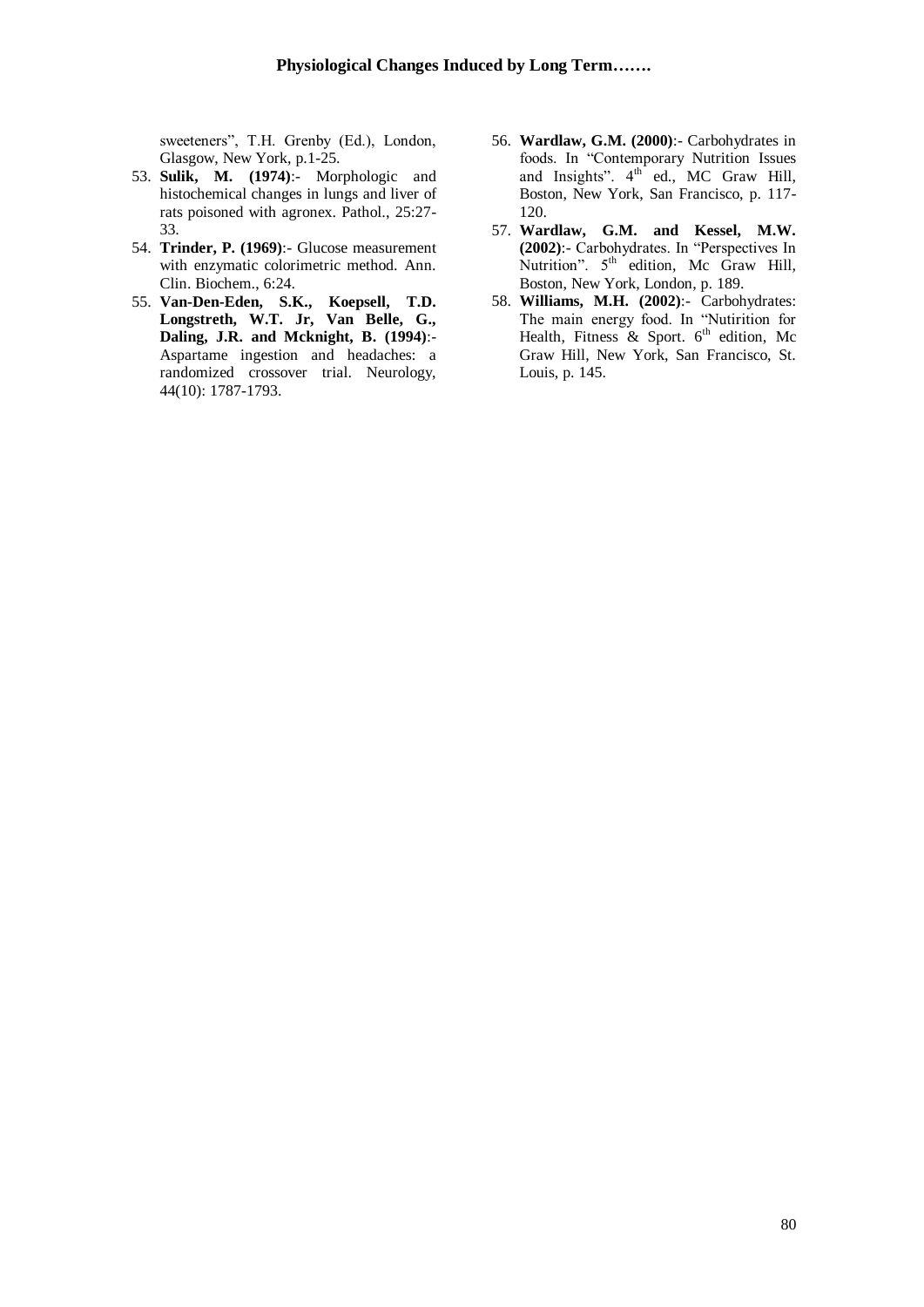sweeteners", T.H. Grenby (Ed.), London, Glasgow, New York, p.1-25.

53. **Sulik, M. (1974)**:- Morphologic and histochemical changes in lungs and liver of rats poisoned with agronex. Pathol., 25:27-33.
54. **Trinder, P. (1969)**:- Glucose measurement with enzymatic colorimetric method. Ann. Clin. Biochem., 6:24.
55. **Van-Den-Eden, S.K., Koepsell, T.D. Longstreth, W.T. Jr, Van Belle, G., Daling, J.R. and Mcknight, B. (1994)**:- Aspartame ingestion and headaches: a randomized crossover trial. Neurology, 44(10): 1787-1793.
56. **Wardlaw, G.M. (2000)**:- Carbohydrates in foods. In "Contemporary Nutrition Issues and Insights". 4th ed., MC Graw Hill, Boston, New York, San Francisco, p. 117-120.
57. **Wardlaw, G.M. and Kessel, M.W. (2002)**:- Carbohydrates. In "Perspectives In Nutrition". 5th edition, Mc Graw Hill, Boston, New York, London, p. 189.
58. **Williams, M.H. (2002)**:- Carbohydrates: The main energy food. In "Nutirition for Health, Fitness & Sport. 6th edition, Mc Graw Hill, New York, San Francisco, St. Louis, p. 145.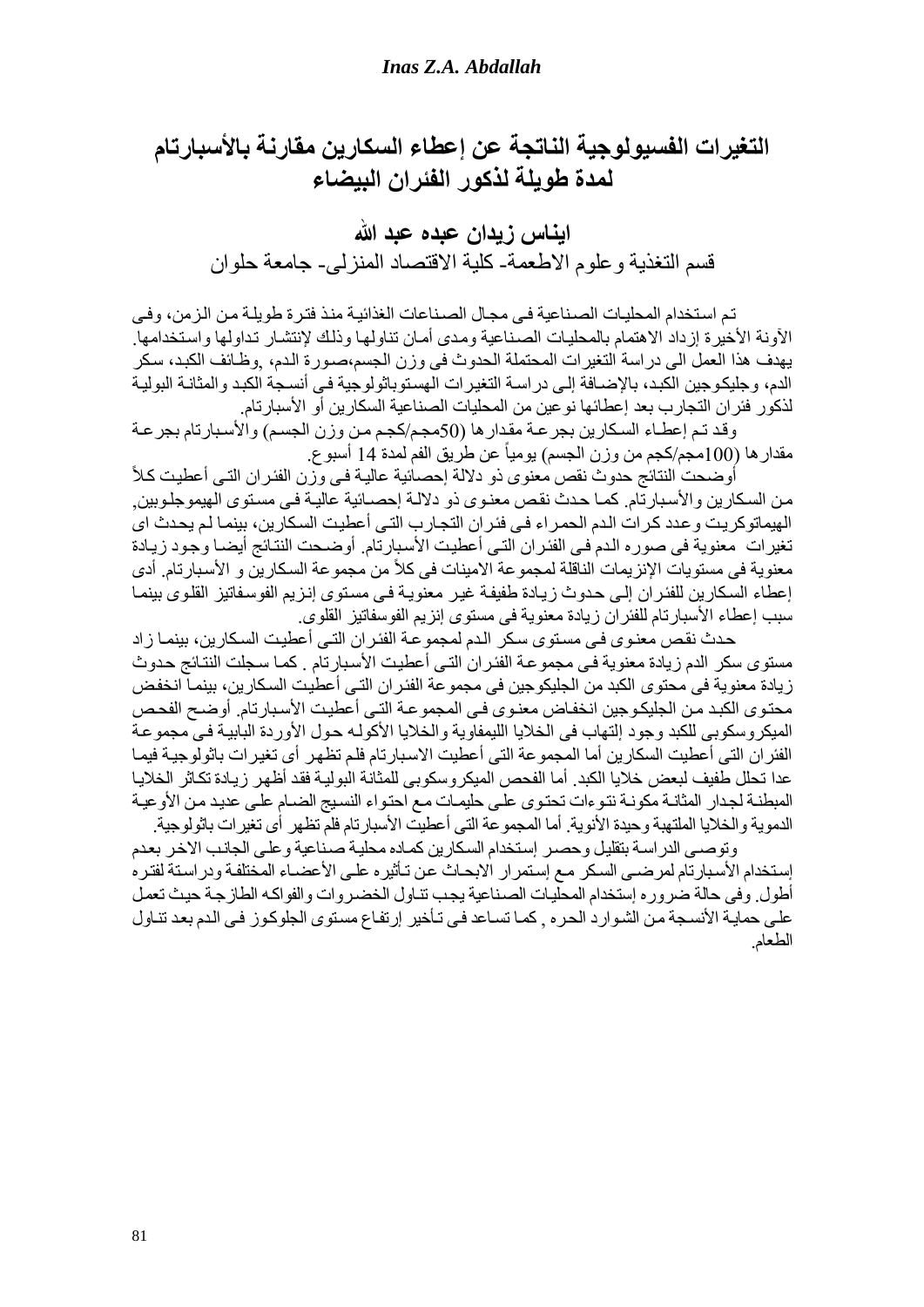# التغيرات الفسيولوجية الناتجة عن إعطاء السكارين مقارنة بالأسبارتام لمدة طويلة لذكور الفئران البيضاء

## ايناس زيدان عبده عبد الله

قسم التغذية وعلوم الاطعمة- كلية الاقتصاد المنزلى- جامعة حلوان

تم استخدام المحليات الصناعية فى مجال الصناعات الغذائية منذ فترة طويلة من الزمن، وفى الآونة الأخيرة إزداد الاهتمام بالمحليات الصناعية ومدى أمان تناولها وذلك لإنتشار تداولها واستخدامها. يهدف هذا العمل الى دراسة التغيرات المحتملة الحدوث فى وزن الجسم،صورة الدم, ,وظائف الكبد، سكر الدم، وجليكوجين الكبد، بالإضافة إلى دراسة التغيرات الهستوباثولوجية فى أنسجة الكبد والمثانة البولية لذكور فئران التجارب بعد إعطائها نوعين من المحليات الصناعية السكارين أو الأسبارتام.

وقد تم إعطاء السكارين بجرعة مقدارها (50مجم/كجم من وزن الجسم) والأسبارتام بجرعة مقدارها (100مجم/كجم من وزن الجسم) يومياً عن طريق الفم لمدة 14 أسبوع.

أوضحت النتائج حدوث نقص معنوى ذو دلالة إحصائية عالية فى وزن الفئران التى أعطيت كلاً من السكارين والأسبارتام. كما حدث نقص معنوى ذو دلالة إحصائية عالية فى مستوى الهيموجلوبين, الهيماتوكريت وعدد كرات الدم الحمراء فى فئران التجارب التى أعطيت السكارين، بينما لم يحدث اى تغيرات معنوية فى صوره الدم فى الفئران التى أعطيت الأسبارتام. أوضحت النتائج أيضا وجود زيادة معنوية فى مستويات الإنزيمات الناقلة لمجموعة الامينات فى كلاً من مجموعة السكارين و الأسبارتام. أدى إعطاء السكارين للفئران إلى حدوث زيادة طفيفة غير معنوية فى مستوى إنزيم الفوسفاتيز القلوى بينما سبب إعطاء الأسبارتام للفئران زيادة معنوية فى مستوى إنزيم الفوسفاتيز القلوى.

حدث نقص معنوى فى مستوى سكر الدم لمجموعة الفئران التى أعطيت السكارين، بينما زاد مستوى سكر الدم زيادة معنوية فى مجموعة الفئران التى أعطيت الأسبارتام . كما سجلت النتائج حدوث زيادة معنوية فى محتوى الكبد من الجليكوجين فى مجموعة الفئران التى أعطيت السكارين، بينما انخفض محتوى الكبد من الجليكوجين انخفاض معنوى فى المجموعة التى أعطيت الأسبارتام. أوضح الفحص الميكروسكوبى للكبد وجود إلتهاب فى الخلايا الليمفاوية والخلايا الأكوله حول الأوردة البابية فى مجموعة الفئران التى أعطيت السكارين أما المجموعة التى أعطيت الاسبارتام فلم تظهر أى تغيرات باثولوجية فيما عدا تحلل طفيف لبعض خلايا الكبد. أما الفحص الميكروسكوبى للمثانة البولية فقد أظهر زيادة تكاثر الخلايا المبطنة لجدار المثانة مكونة نتوءات تحتوى على حليمات مع احتواء النسيج الضام على عديد من الأوعية الدموية والخلايا الملتهبة وحيدة الأنوية. أما المجموعة التى أعطيت الأسبارتام فلم تظهر أى تغيرات باثولوجية.

وتوصى الدراسة بتقليل وحصر إستخدام السكارين كماده محلية صناعية وعلى الجانب الاخر بعدم إستخدام الأسبارتام لمرضى السكر مع إستمرار الابحاث عن تأثيره على الأعضاء المختلفة ودراستة لفتره أطول. وفى حالة ضروره إستخدام المحليات الصناعية يجب تناول الخضروات والفواكه الطازجة حيث تعمل على حماية الأنسجة من الشوارد الحره , كما تساعد فى تأخير إرتفاع مستوى الجلوكوز فى الدم بعد تناول الطعام.